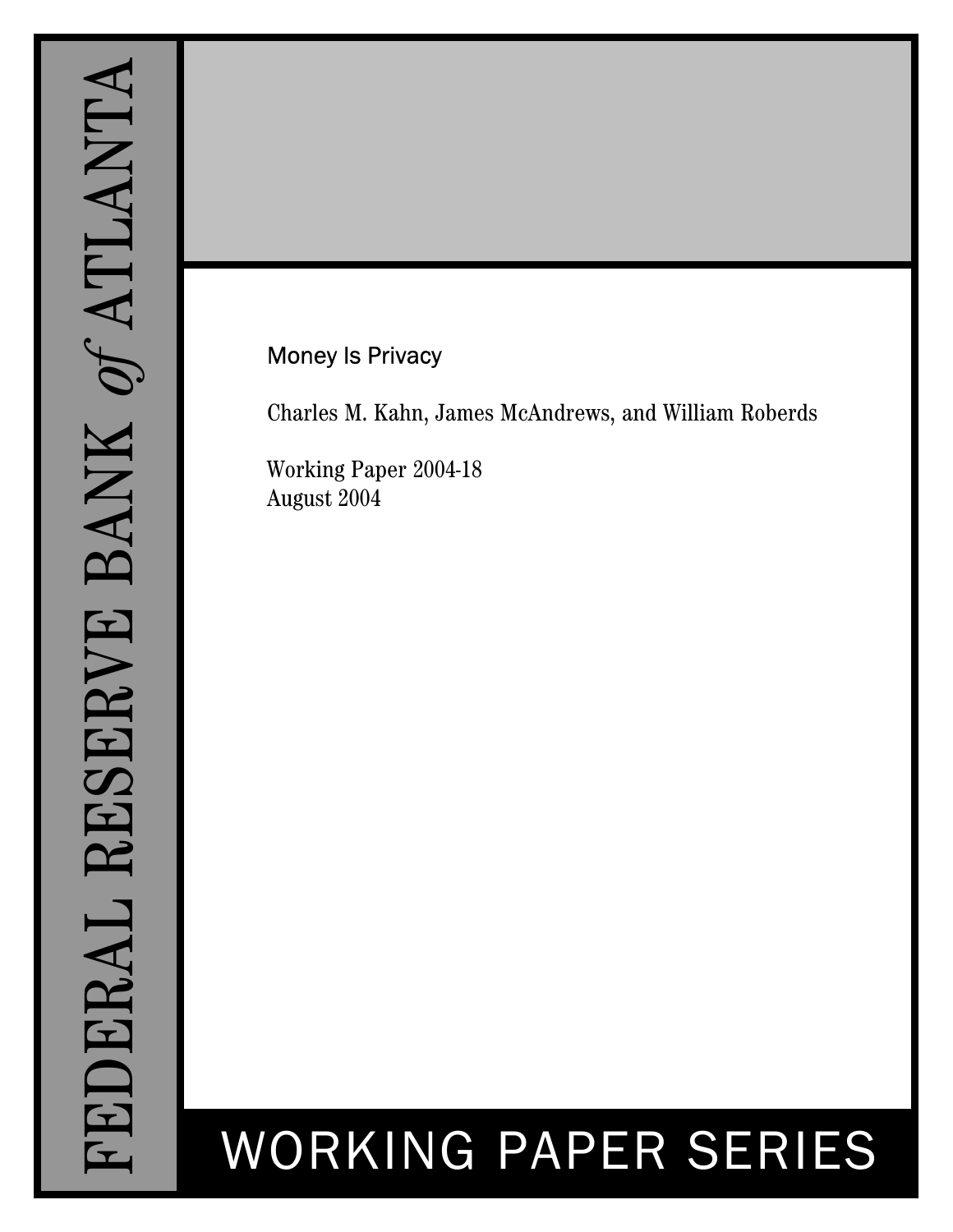FEDERAL RESERVE BANK *of* ATLANTA

# Money Is Privacy

Charles M. Kahn, James McAndrews, and William Roberds

Working Paper 2004-18
August 2004

WORKING PAPER SERIES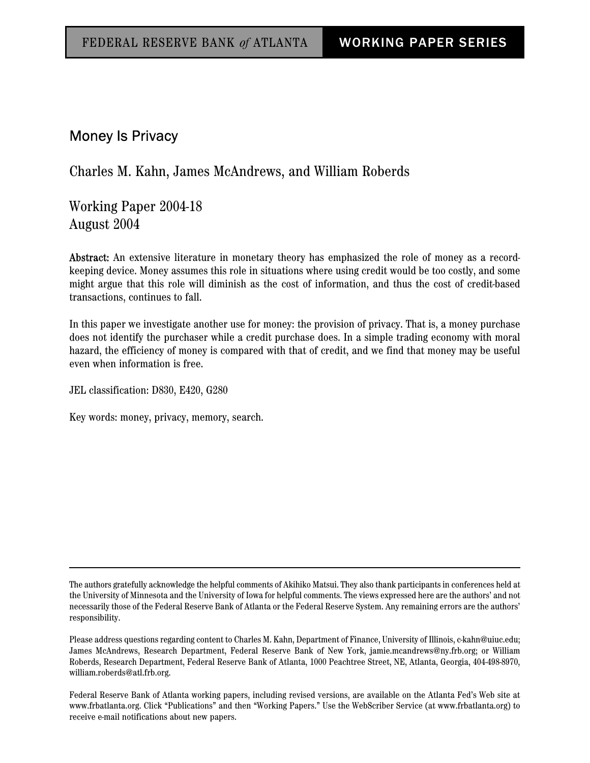FEDERAL RESERVE BANK *of* ATLANTA — WORKING PAPER SERIES

# Money Is Privacy

Charles M. Kahn, James McAndrews, and William Roberds

Working Paper 2004-18
August 2004

**Abstract:** An extensive literature in monetary theory has emphasized the role of money as a record-keeping device. Money assumes this role in situations where using credit would be too costly, and some might argue that this role will diminish as the cost of information, and thus the cost of credit-based transactions, continues to fall.

In this paper we investigate another use for money: the provision of privacy. That is, a money purchase does not identify the purchaser while a credit purchase does. In a simple trading economy with moral hazard, the efficiency of money is compared with that of credit, and we find that money may be useful even when information is free.

JEL classification: D830, E420, G280

Key words: money, privacy, memory, search.

---

The authors gratefully acknowledge the helpful comments of Akihiko Matsui. They also thank participants in conferences held at the University of Minnesota and the University of Iowa for helpful comments. The views expressed here are the authors' and not necessarily those of the Federal Reserve Bank of Atlanta or the Federal Reserve System. Any remaining errors are the authors' responsibility.

Please address questions regarding content to Charles M. Kahn, Department of Finance, University of Illinois, c-kahn@uiuc.edu; James McAndrews, Research Department, Federal Reserve Bank of New York, jamie.mcandrews@ny.frb.org; or William Roberds, Research Department, Federal Reserve Bank of Atlanta, 1000 Peachtree Street, NE, Atlanta, Georgia, 404-498-8970, william.roberds@atl.frb.org.

Federal Reserve Bank of Atlanta working papers, including revised versions, are available on the Atlanta Fed's Web site at www.frbatlanta.org. Click "Publications" and then "Working Papers." Use the WebScriber Service (at www.frbatlanta.org) to receive e-mail notifications about new papers.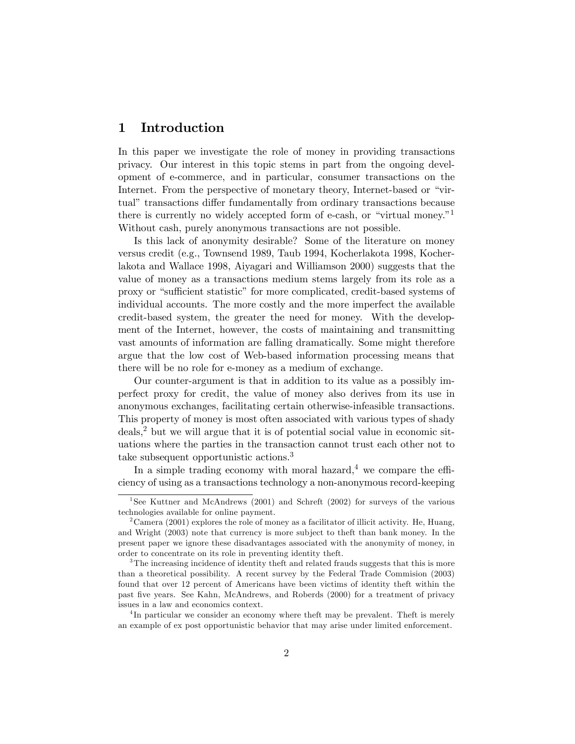## 1 Introduction

In this paper we investigate the role of money in providing transactions privacy. Our interest in this topic stems in part from the ongoing development of e-commerce, and in particular, consumer transactions on the Internet. From the perspective of monetary theory, Internet-based or "virtual" transactions differ fundamentally from ordinary transactions because there is currently no widely accepted form of e-cash, or "virtual money."[1] Without cash, purely anonymous transactions are not possible.

Is this lack of anonymity desirable? Some of the literature on money versus credit (e.g., Townsend 1989, Taub 1994, Kocherlakota 1998, Kocherlakota and Wallace 1998, Aiyagari and Williamson 2000) suggests that the value of money as a transactions medium stems largely from its role as a proxy or "sufficient statistic" for more complicated, credit-based systems of individual accounts. The more costly and the more imperfect the available credit-based system, the greater the need for money. With the development of the Internet, however, the costs of maintaining and transmitting vast amounts of information are falling dramatically. Some might therefore argue that the low cost of Web-based information processing means that there will be no role for e-money as a medium of exchange.

Our counter-argument is that in addition to its value as a possibly imperfect proxy for credit, the value of money also derives from its use in anonymous exchanges, facilitating certain otherwise-infeasible transactions. This property of money is most often associated with various types of shady deals,[2] but we will argue that it is of potential social value in economic situations where the parties in the transaction cannot trust each other not to take subsequent opportunistic actions.[3]

In a simple trading economy with moral hazard,[4] we compare the efficiency of using as a transactions technology a non-anonymous record-keeping

---

[1] See Kuttner and McAndrews (2001) and Schreft (2002) for surveys of the various technologies available for online payment.

[2] Camera (2001) explores the role of money as a facilitator of illicit activity. He, Huang, and Wright (2003) note that currency is more subject to theft than bank money. In the present paper we ignore these disadvantages associated with the anonymity of money, in order to concentrate on its role in preventing identity theft.

[3] The increasing incidence of identity theft and related frauds suggests that this is more than a theoretical possibility. A recent survey by the Federal Trade Commision (2003) found that over 12 percent of Americans have been victims of identity theft within the past five years. See Kahn, McAndrews, and Roberts (2000) for a treatment of privacy issues in a law and economics context.

[4] In particular we consider an economy where theft may be prevalent. Theft is merely an example of ex post opportunistic behavior that may arise under limited enforcement.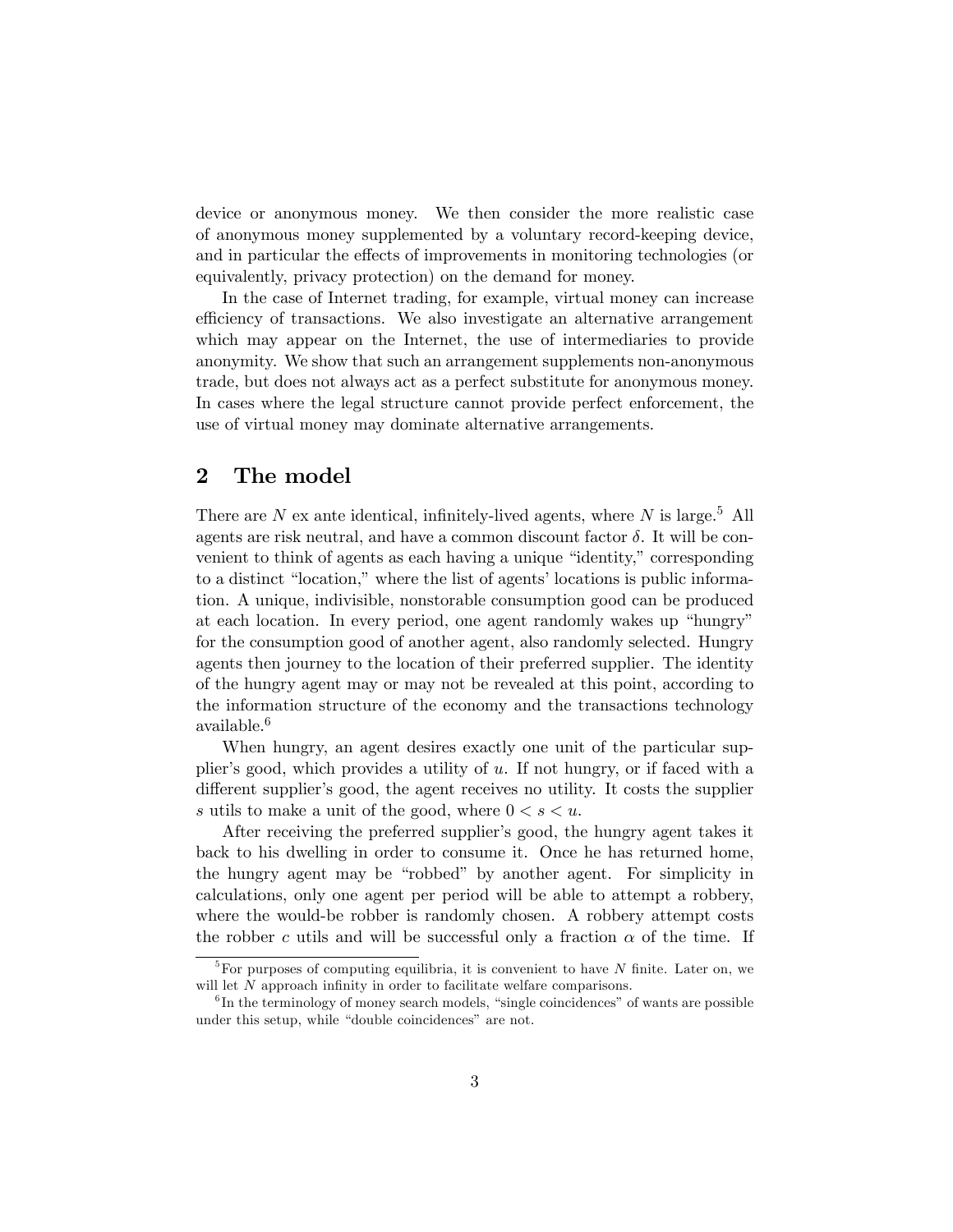device or anonymous money. We then consider the more realistic case of anonymous money supplemented by a voluntary record-keeping device, and in particular the effects of improvements in monitoring technologies (or equivalently, privacy protection) on the demand for money.

In the case of Internet trading, for example, virtual money can increase efficiency of transactions. We also investigate an alternative arrangement which may appear on the Internet, the use of intermediaries to provide anonymity. We show that such an arrangement supplements non-anonymous trade, but does not always act as a perfect substitute for anonymous money. In cases where the legal structure cannot provide perfect enforcement, the use of virtual money may dominate alternative arrangements.

## 2 The model

There are $N$ ex ante identical, infinitely-lived agents, where $N$ is large.[5] All agents are risk neutral, and have a common discount factor $\delta$. It will be convenient to think of agents as each having a unique "identity," corresponding to a distinct "location," where the list of agents' locations is public information. A unique, indivisible, nonstorable consumption good can be produced at each location. In every period, one agent randomly wakes up "hungry" for the consumption good of another agent, also randomly selected. Hungry agents then journey to the location of their preferred supplier. The identity of the hungry agent may or may not be revealed at this point, according to the information structure of the economy and the transactions technology available.[6]

When hungry, an agent desires exactly one unit of the particular supplier's good, which provides a utility of $u$. If not hungry, or if faced with a different supplier's good, the agent receives no utility. It costs the supplier $s$ utils to make a unit of the good, where $0 < s < u$.

After receiving the preferred supplier's good, the hungry agent takes it back to his dwelling in order to consume it. Once he has returned home, the hungry agent may be "robbed" by another agent. For simplicity in calculations, only one agent per period will be able to attempt a robbery, where the would-be robber is randomly chosen. A robbery attempt costs the robber $c$ utils and will be successful only a fraction $\alpha$ of the time. If

[5] For purposes of computing equilibria, it is convenient to have $N$ finite. Later on, we will let $N$ approach infinity in order to facilitate welfare comparisons.

[6] In the terminology of money search models, "single coincidences" of wants are possible under this setup, while "double coincidences" are not.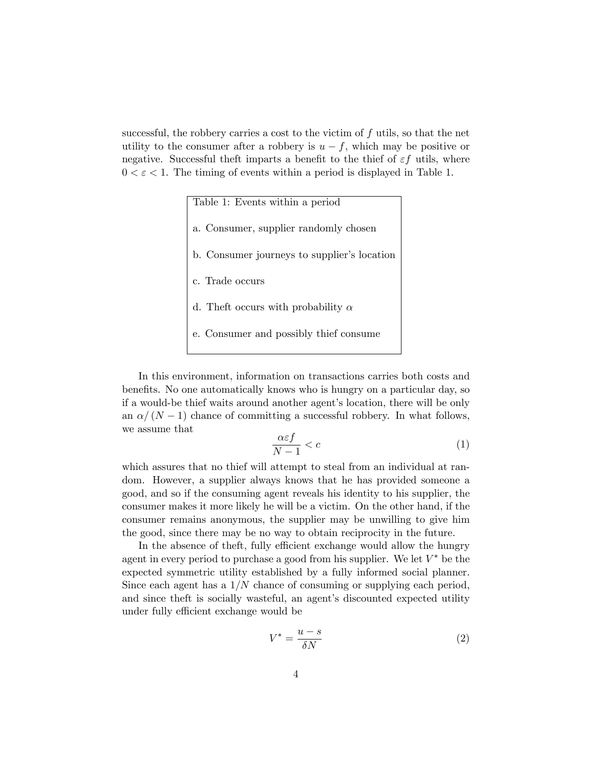successful, the robbery carries a cost to the victim of $f$ utils, so that the net utility to the consumer after a robbery is $u - f$, which may be positive or negative. Successful theft imparts a benefit to the thief of $\varepsilon f$ utils, where $0 < \varepsilon < 1$. The timing of events within a period is displayed in Table 1.

| Table 1: Events within a period |
|---|
| a. Consumer, supplier randomly chosen |
| b. Consumer journeys to supplier's location |
| c. Trade occurs |
| d. Theft occurs with probability $\alpha$ |
| e. Consumer and possibly thief consume |

In this environment, information on transactions carries both costs and benefits. No one automatically knows who is hungry on a particular day, so if a would-be thief waits around another agent's location, there will be only an $\alpha/(N-1)$ chance of committing a successful robbery. In what follows, we assume that

$$\frac{\alpha \varepsilon f}{N-1} < c \tag{1}$$

which assures that no thief will attempt to steal from an individual at random. However, a supplier always knows that he has provided someone a good, and so if the consuming agent reveals his identity to his supplier, the consumer makes it more likely he will be a victim. On the other hand, if the consumer remains anonymous, the supplier may be unwilling to give him the good, since there may be no way to obtain reciprocity in the future.

In the absence of theft, fully efficient exchange would allow the hungry agent in every period to purchase a good from his supplier. We let $V^*$ be the expected symmetric utility established by a fully informed social planner. Since each agent has a $1/N$ chance of consuming or supplying each period, and since theft is socially wasteful, an agent's discounted expected utility under fully efficient exchange would be

$$V^* = \frac{u - s}{\delta N} \tag{2}$$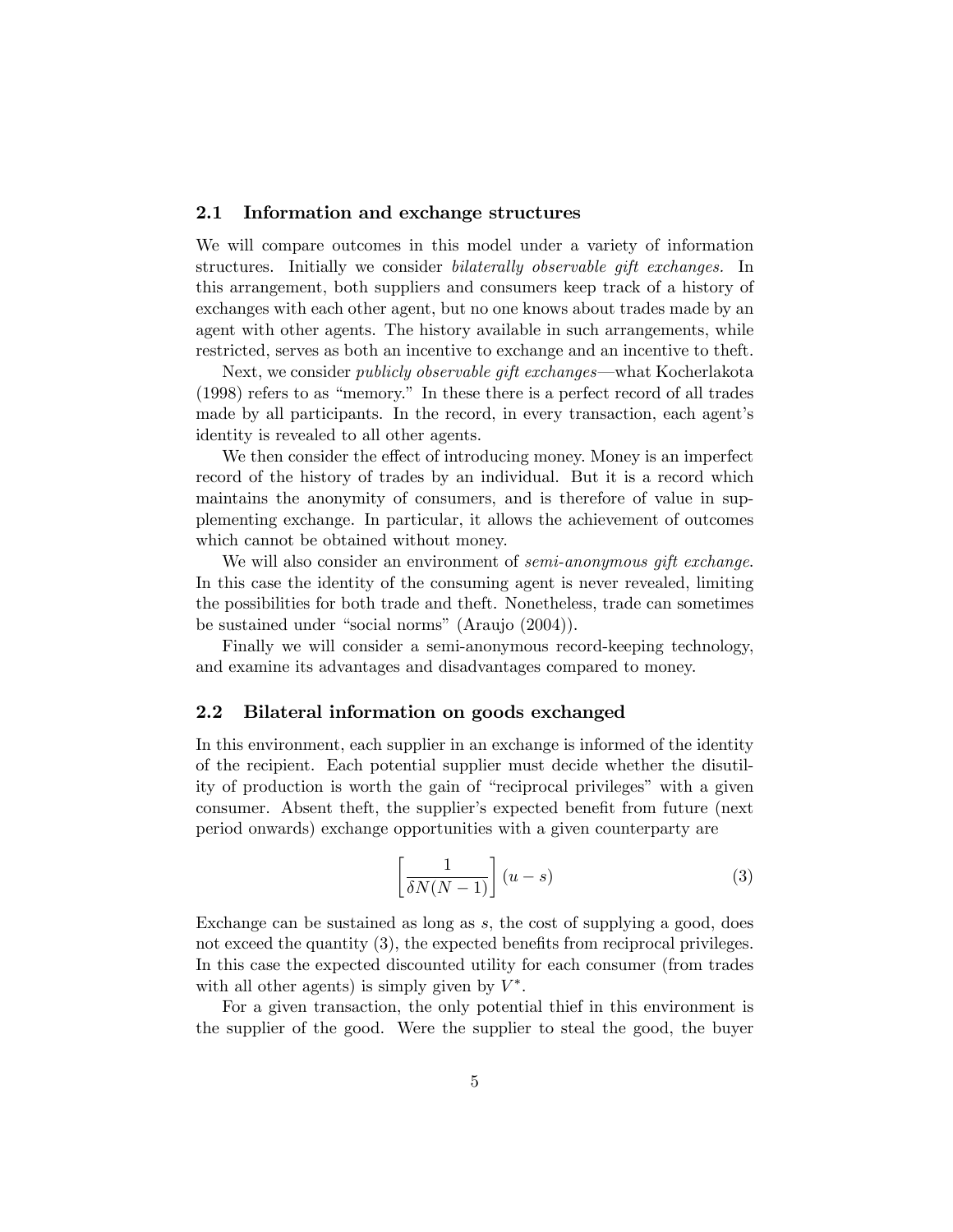### 2.1 Information and exchange structures

We will compare outcomes in this model under a variety of information structures. Initially we consider *bilaterally observable gift exchanges.* In this arrangement, both suppliers and consumers keep track of a history of exchanges with each other agent, but no one knows about trades made by an agent with other agents. The history available in such arrangements, while restricted, serves as both an incentive to exchange and an incentive to theft.

Next, we consider *publicly observable gift exchanges*—what Kocherlakota (1998) refers to as "memory." In these there is a perfect record of all trades made by all participants. In the record, in every transaction, each agent's identity is revealed to all other agents.

We then consider the effect of introducing money. Money is an imperfect record of the history of trades by an individual. But it is a record which maintains the anonymity of consumers, and is therefore of value in supplementing exchange. In particular, it allows the achievement of outcomes which cannot be obtained without money.

We will also consider an environment of *semi-anonymous gift exchange*. In this case the identity of the consuming agent is never revealed, limiting the possibilities for both trade and theft. Nonetheless, trade can sometimes be sustained under "social norms" (Araujo (2004)).

Finally we will consider a semi-anonymous record-keeping technology, and examine its advantages and disadvantages compared to money.

### 2.2 Bilateral information on goods exchanged

In this environment, each supplier in an exchange is informed of the identity of the recipient. Each potential supplier must decide whether the disutility of production is worth the gain of "reciprocal privileges" with a given consumer. Absent theft, the supplier's expected benefit from future (next period onwards) exchange opportunities with a given counterparty are

$$\left[\frac{1}{\delta N(N-1)}\right](u-s) \tag{3}$$

Exchange can be sustained as long as $s$, the cost of supplying a good, does not exceed the quantity (3), the expected benefits from reciprocal privileges. In this case the expected discounted utility for each consumer (from trades with all other agents) is simply given by $V^*$.

For a given transaction, the only potential thief in this environment is the supplier of the good. Were the supplier to steal the good, the buyer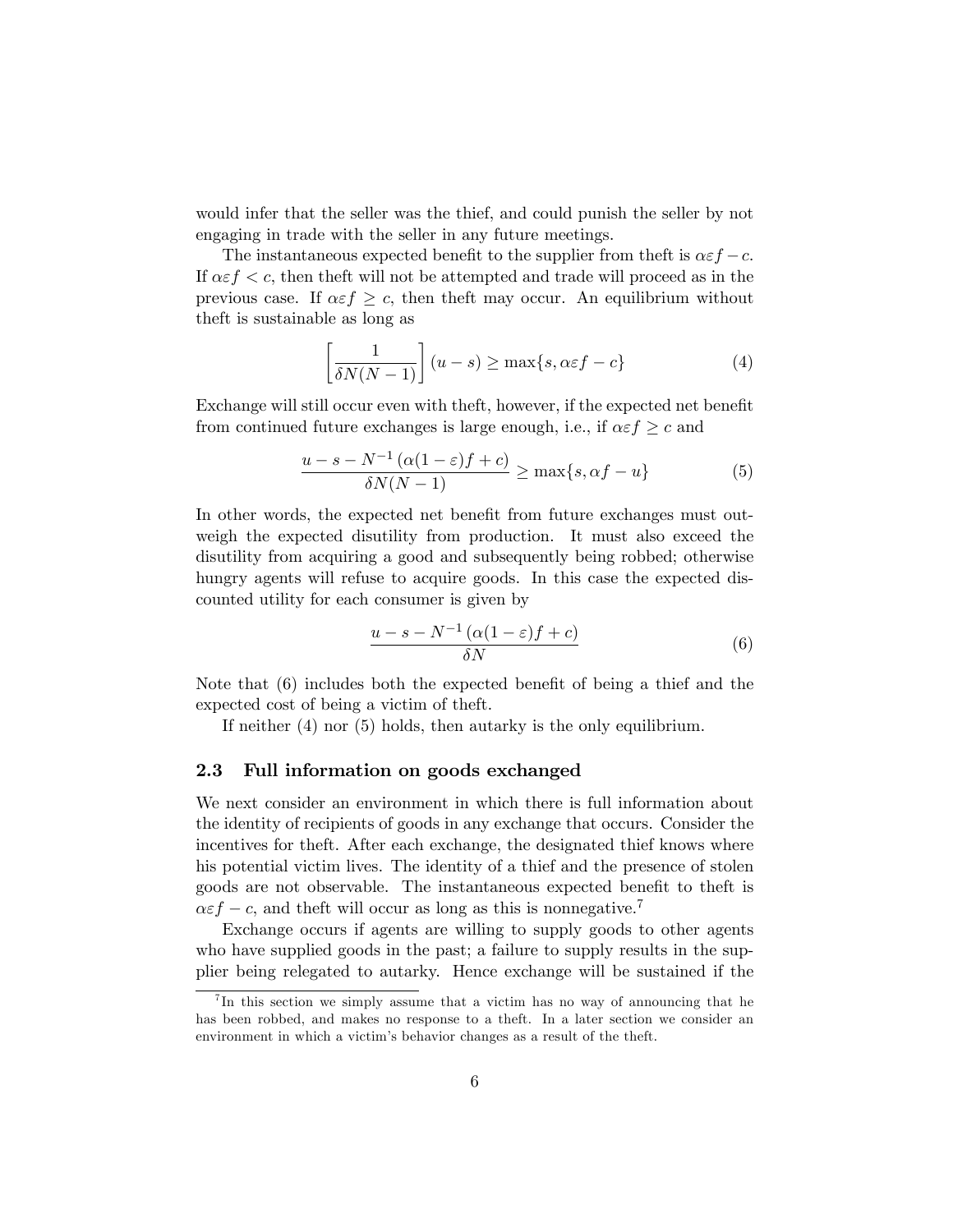would infer that the seller was the thief, and could punish the seller by not engaging in trade with the seller in any future meetings.

The instantaneous expected benefit to the supplier from theft is $\alpha\varepsilon f - c$. If $\alpha\varepsilon f < c$, then theft will not be attempted and trade will proceed as in the previous case. If $\alpha\varepsilon f \geq c$, then theft may occur. An equilibrium without theft is sustainable as long as

$$\left[\frac{1}{\delta N(N-1)}\right](u-s) \geq \max\{s, \alpha\varepsilon f - c\} \tag{4}$$

Exchange will still occur even with theft, however, if the expected net benefit from continued future exchanges is large enough, i.e., if $\alpha\varepsilon f \geq c$ and

$$\frac{u - s - N^{-1}(\alpha(1-\varepsilon)f + c)}{\delta N(N-1)} \geq \max\{s, \alpha f - u\} \tag{5}$$

In other words, the expected net benefit from future exchanges must outweigh the expected disutility from production. It must also exceed the disutility from acquiring a good and subsequently being robbed; otherwise hungry agents will refuse to acquire goods. In this case the expected discounted utility for each consumer is given by

$$\frac{u - s - N^{-1}(\alpha(1-\varepsilon)f + c)}{\delta N} \tag{6}$$

Note that (6) includes both the expected benefit of being a thief and the expected cost of being a victim of theft.

If neither (4) nor (5) holds, then autarky is the only equilibrium.

### 2.3 Full information on goods exchanged

We next consider an environment in which there is full information about the identity of recipients of goods in any exchange that occurs. Consider the incentives for theft. After each exchange, the designated thief knows where his potential victim lives. The identity of a thief and the presence of stolen goods are not observable. The instantaneous expected benefit to theft is $\alpha\varepsilon f - c$, and theft will occur as long as this is nonnegative.[7]

Exchange occurs if agents are willing to supply goods to other agents who have supplied goods in the past; a failure to supply results in the supplier being relegated to autarky. Hence exchange will be sustained if the

[7] In this section we simply assume that a victim has no way of announcing that he has been robbed, and makes no response to a theft. In a later section we consider an environment in which a victim's behavior changes as a result of the theft.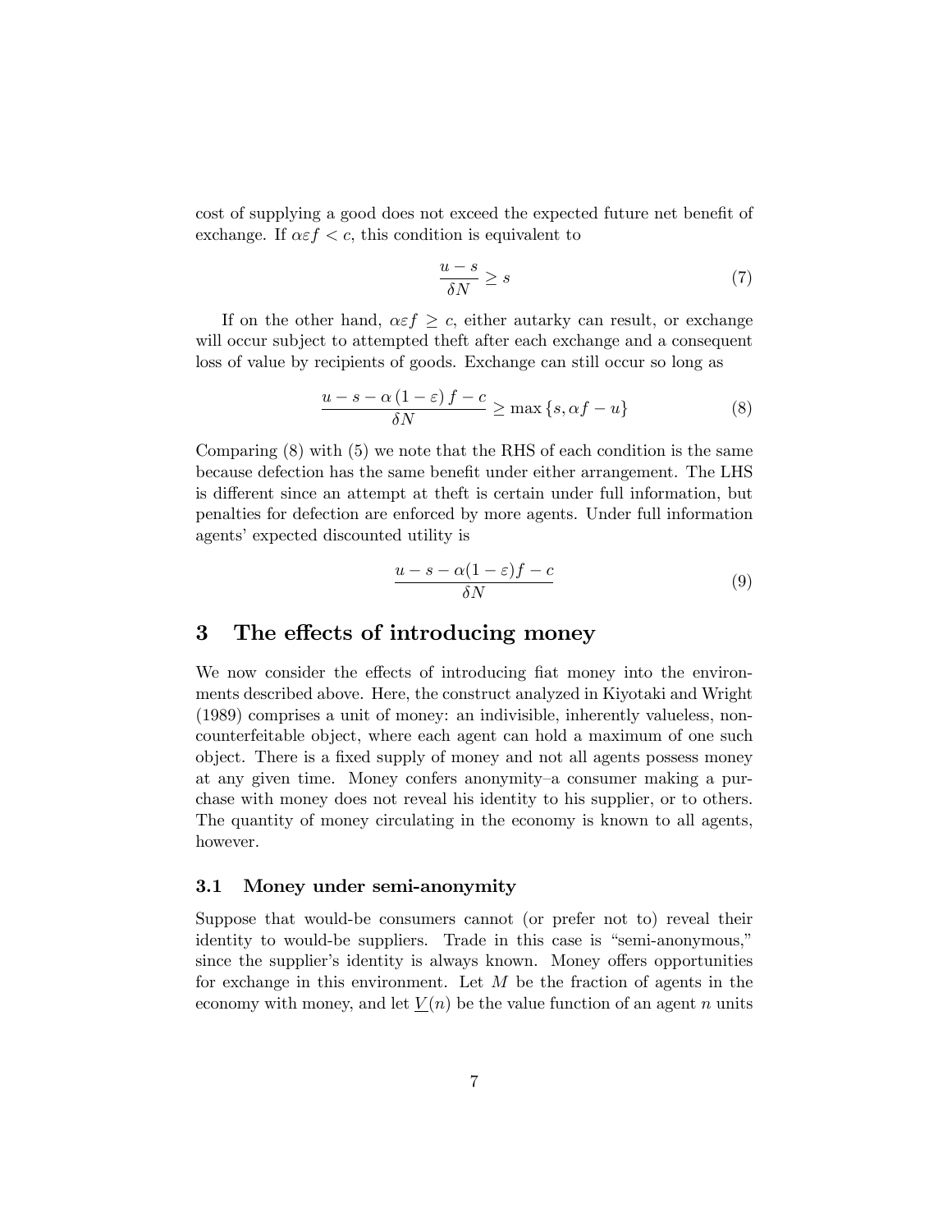cost of supplying a good does not exceed the expected future net benefit of exchange. If $\alpha\varepsilon f < c$, this condition is equivalent to

$$\frac{u - s}{\delta N} \geq s \tag{7}$$

If on the other hand, $\alpha\varepsilon f \geq c$, either autarky can result, or exchange will occur subject to attempted theft after each exchange and a consequent loss of value by recipients of goods. Exchange can still occur so long as

$$\frac{u - s - \alpha\left(1 - \varepsilon\right)f - c}{\delta N} \geq \max\left\{s, \alpha f - u\right\} \tag{8}$$

Comparing (8) with (5) we note that the RHS of each condition is the same because defection has the same benefit under either arrangement. The LHS is different since an attempt at theft is certain under full information, but penalties for defection are enforced by more agents. Under full information agents' expected discounted utility is

$$\frac{u - s - \alpha(1 - \varepsilon)f - c}{\delta N} \tag{9}$$

## 3 The effects of introducing money

We now consider the effects of introducing fiat money into the environments described above. Here, the construct analyzed in Kiyotaki and Wright (1989) comprises a unit of money: an indivisible, inherently valueless, non-counterfeitable object, where each agent can hold a maximum of one such object. There is a fixed supply of money and not all agents possess money at any given time. Money confers anonymity–a consumer making a purchase with money does not reveal his identity to his supplier, or to others. The quantity of money circulating in the economy is known to all agents, however.

### 3.1 Money under semi-anonymity

Suppose that would-be consumers cannot (or prefer not to) reveal their identity to would-be suppliers. Trade in this case is "semi-anonymous," since the supplier's identity is always known. Money offers opportunities for exchange in this environment. Let $M$ be the fraction of agents in the economy with money, and let $\underline{V}(n)$ be the value function of an agent $n$ units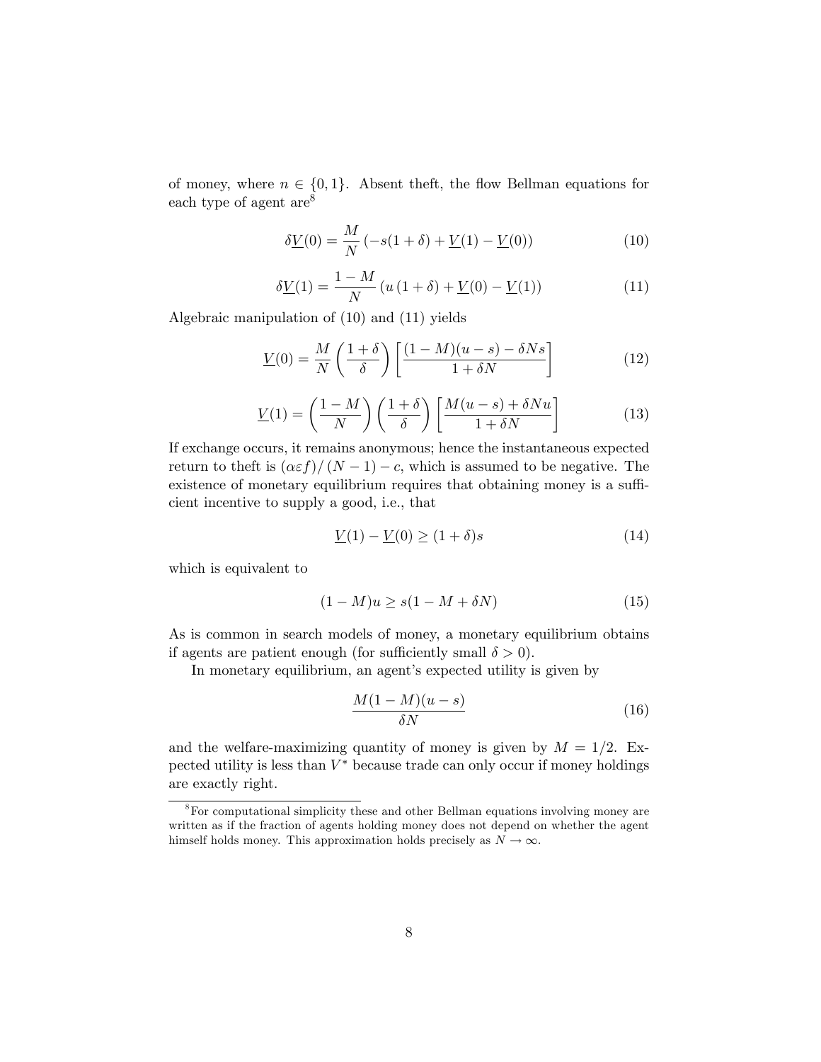of money, where $n \in \{0, 1\}$. Absent theft, the flow Bellman equations for each type of agent are[8]

$$\delta \underline{V}(0) = \frac{M}{N} \left( -s(1+\delta) + \underline{V}(1) - \underline{V}(0) \right) \tag{10}$$

$$\delta \underline{V}(1) = \frac{1-M}{N} \left( u\,(1+\delta) + \underline{V}(0) - \underline{V}(1) \right) \tag{11}$$

Algebraic manipulation of (10) and (11) yields

$$\underline{V}(0) = \frac{M}{N} \left( \frac{1+\delta}{\delta} \right) \left[ \frac{(1-M)(u-s) - \delta N s}{1+\delta N} \right] \tag{12}$$

$$\underline{V}(1) = \left( \frac{1-M}{N} \right) \left( \frac{1+\delta}{\delta} \right) \left[ \frac{M(u-s) + \delta N u}{1+\delta N} \right] \tag{13}$$

If exchange occurs, it remains anonymous; hence the instantaneous expected return to theft is $(\alpha \varepsilon f)/(N-1) - c$, which is assumed to be negative. The existence of monetary equilibrium requires that obtaining money is a sufficient incentive to supply a good, i.e., that

$$\underline{V}(1) - \underline{V}(0) \geq (1+\delta)s \tag{14}$$

which is equivalent to

$$(1-M)u \geq s(1-M+\delta N) \tag{15}$$

As is common in search models of money, a monetary equilibrium obtains if agents are patient enough (for sufficiently small $\delta > 0$).

In monetary equilibrium, an agent's expected utility is given by

$$\frac{M(1-M)(u-s)}{\delta N} \tag{16}$$

and the welfare-maximizing quantity of money is given by $M = 1/2$. Expected utility is less than $V^*$ because trade can only occur if money holdings are exactly right.

[8] For computational simplicity these and other Bellman equations involving money are written as if the fraction of agents holding money does not depend on whether the agent himself holds money. This approximation holds precisely as $N \to \infty$.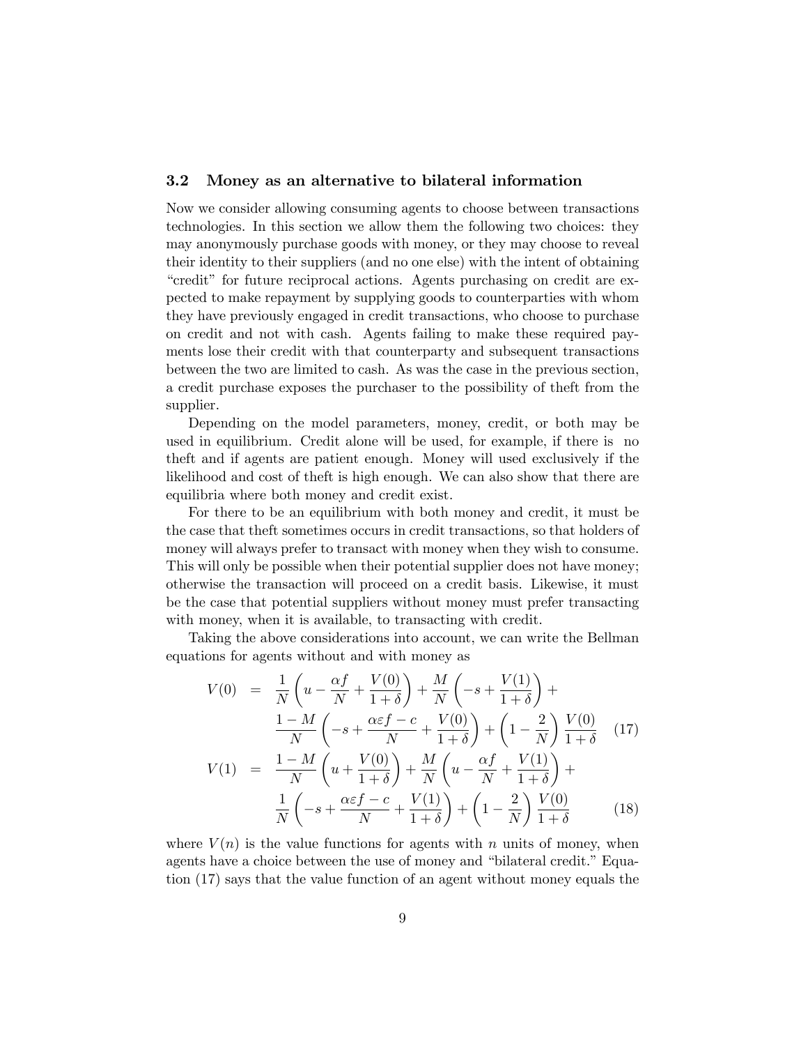### 3.2 Money as an alternative to bilateral information

Now we consider allowing consuming agents to choose between transactions technologies. In this section we allow them the following two choices: they may anonymously purchase goods with money, or they may choose to reveal their identity to their suppliers (and no one else) with the intent of obtaining "credit" for future reciprocal actions. Agents purchasing on credit are expected to make repayment by supplying goods to counterparties with whom they have previously engaged in credit transactions, who choose to purchase on credit and not with cash. Agents failing to make these required payments lose their credit with that counterparty and subsequent transactions between the two are limited to cash. As was the case in the previous section, a credit purchase exposes the purchaser to the possibility of theft from the supplier.

Depending on the model parameters, money, credit, or both may be used in equilibrium. Credit alone will be used, for example, if there is no theft and if agents are patient enough. Money will used exclusively if the likelihood and cost of theft is high enough. We can also show that there are equilibria where both money and credit exist.

For there to be an equilibrium with both money and credit, it must be the case that theft sometimes occurs in credit transactions, so that holders of money will always prefer to transact with money when they wish to consume. This will only be possible when their potential supplier does not have money; otherwise the transaction will proceed on a credit basis. Likewise, it must be the case that potential suppliers without money must prefer transacting with money, when it is available, to transacting with credit.

Taking the above considerations into account, we can write the Bellman equations for agents without and with money as

$$
\begin{aligned}
V(0) &= \frac{1}{N}\left(u - \frac{\alpha f}{N} + \frac{V(0)}{1+\delta}\right) + \frac{M}{N}\left(-s + \frac{V(1)}{1+\delta}\right) + \\
&\quad \frac{1-M}{N}\left(-s + \frac{\alpha\varepsilon f - c}{N} + \frac{V(0)}{1+\delta}\right) + \left(1 - \frac{2}{N}\right)\frac{V(0)}{1+\delta} \qquad (17) \\
V(1) &= \frac{1-M}{N}\left(u + \frac{V(0)}{1+\delta}\right) + \frac{M}{N}\left(u - \frac{\alpha f}{N} + \frac{V(1)}{1+\delta}\right) + \\
&\quad \frac{1}{N}\left(-s + \frac{\alpha\varepsilon f - c}{N} + \frac{V(1)}{1+\delta}\right) + \left(1 - \frac{2}{N}\right)\frac{V(0)}{1+\delta} \qquad (18)
\end{aligned}
$$

where $V(n)$ is the value functions for agents with $n$ units of money, when agents have a choice between the use of money and "bilateral credit." Equation (17) says that the value function of an agent without money equals the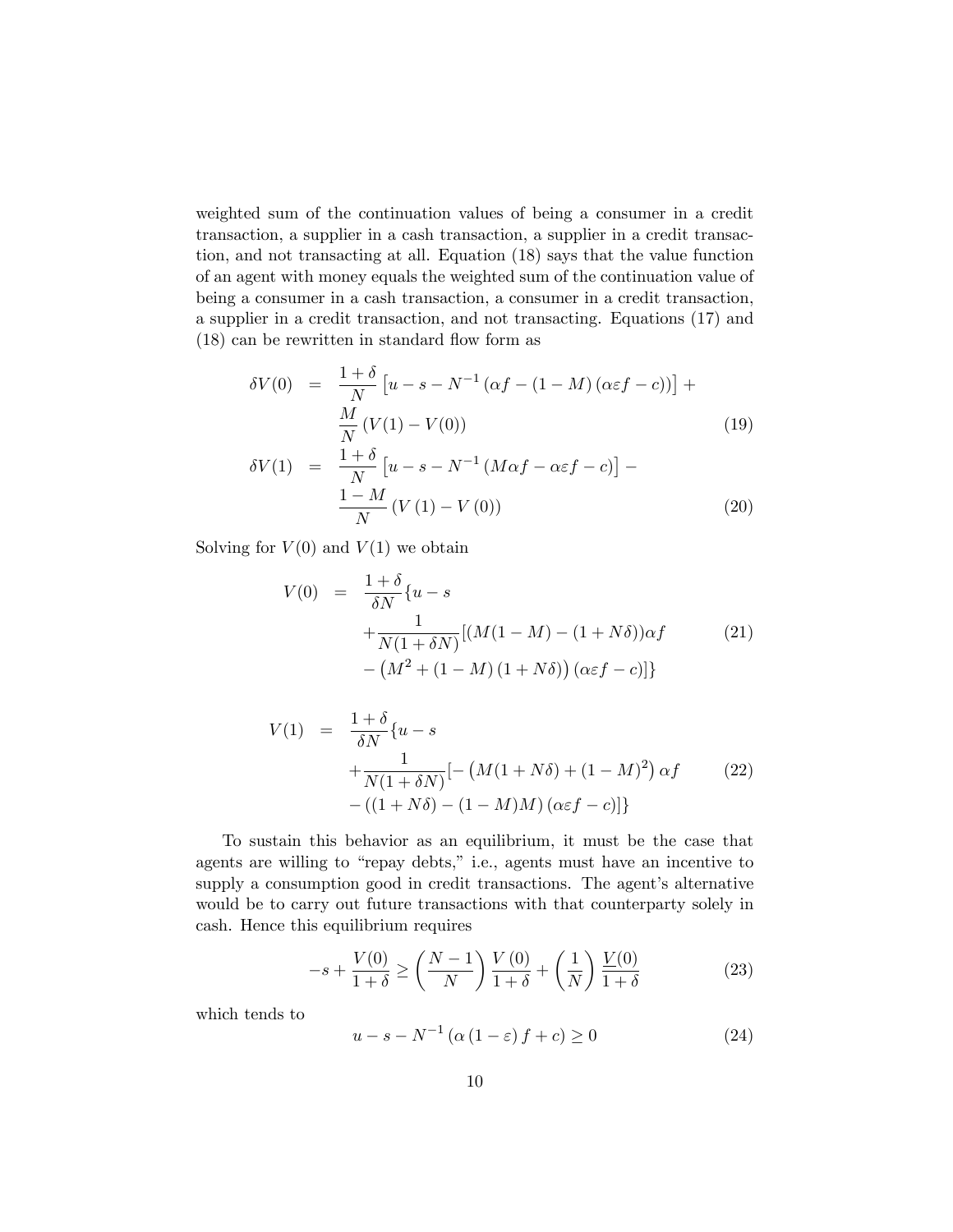weighted sum of the continuation values of being a consumer in a credit transaction, a supplier in a cash transaction, a supplier in a credit transaction, and not transacting at all. Equation (18) says that the value function of an agent with money equals the weighted sum of the continuation value of being a consumer in a cash transaction, a consumer in a credit transaction, a supplier in a credit transaction, and not transacting. Equations (17) and (18) can be rewritten in standard flow form as

$$
\begin{aligned}
\delta V(0) &= \frac{1+\delta}{N}\left[u - s - N^{-1}\left(\alpha f - (1-M)\left(\alpha\varepsilon f - c\right)\right)\right] + \\
&\quad \frac{M}{N}\left(V(1) - V(0)\right) && (19) \\
\delta V(1) &= \frac{1+\delta}{N}\left[u - s - N^{-1}\left(M\alpha f - \alpha\varepsilon f - c\right)\right] - \\
&\quad \frac{1-M}{N}\left(V(1) - V(0)\right) && (20)
\end{aligned}
$$

Solving for $V(0)$ and $V(1)$ we obtain

$$
\begin{aligned}
V(0) &= \frac{1+\delta}{\delta N}\{u - s \\
&\quad + \frac{1}{N(1+\delta N)}[(M(1-M) - (1+N\delta))\alpha f && (21) \\
&\quad - \left(M^2 + (1-M)(1+N\delta)\right)(\alpha\varepsilon f - c)]\}
\end{aligned}
$$

$$
\begin{aligned}
V(1) &= \frac{1+\delta}{\delta N}\{u - s \\
&\quad + \frac{1}{N(1+\delta N)}[-\left(M(1+N\delta) + (1-M)^2\right)\alpha f && (22) \\
&\quad - ((1+N\delta) - (1-M)M)(\alpha\varepsilon f - c)]\}
\end{aligned}
$$

To sustain this behavior as an equilibrium, it must be the case that agents are willing to "repay debts," i.e., agents must have an incentive to supply a consumption good in credit transactions. The agent's alternative would be to carry out future transactions with that counterparty solely in cash. Hence this equilibrium requires

$$
-s + \frac{V(0)}{1+\delta} \geq \left(\frac{N-1}{N}\right)\frac{V(0)}{1+\delta} + \left(\frac{1}{N}\right)\frac{\underline{V}(0)}{1+\delta} \tag{23}
$$

which tends to

$$
u - s - N^{-1}\left(\alpha(1-\varepsilon) f + c\right) \geq 0 \tag{24}
$$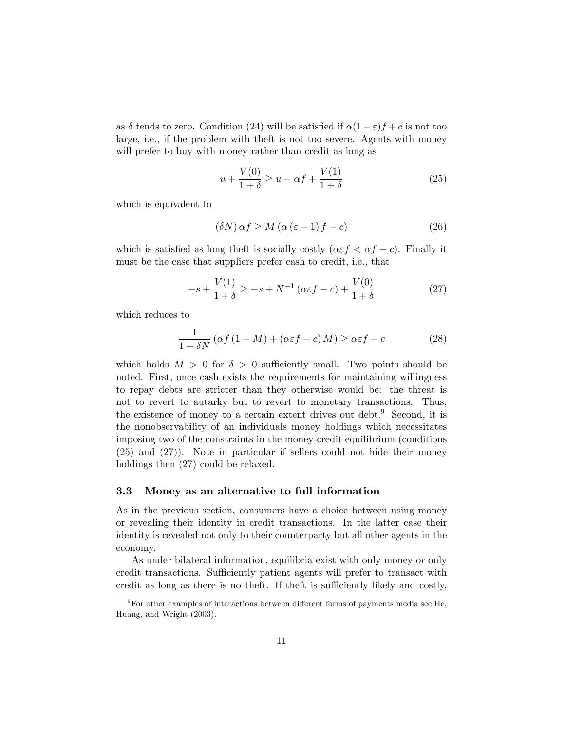as $\delta$ tends to zero. Condition (24) will be satisfied if $\alpha(1-\varepsilon)f + c$ is not too large, i.e., if the problem with theft is not too severe. Agents with money will prefer to buy with money rather than credit as long as

$$u + \frac{V(0)}{1+\delta} \geq u - \alpha f + \frac{V(1)}{1+\delta} \tag{25}$$

which is equivalent to

$$(\delta N)\,\alpha f \geq M\left(\alpha\left(\varepsilon - 1\right)f - c\right) \tag{26}$$

which is satisfied as long theft is socially costly ($\alpha\varepsilon f < \alpha f + c$). Finally it must be the case that suppliers prefer cash to credit, i.e., that

$$-s + \frac{V(1)}{1+\delta} \geq -s + N^{-1}\left(\alpha\varepsilon f - c\right) + \frac{V(0)}{1+\delta} \tag{27}$$

which reduces to

$$\frac{1}{1+\delta N}\left(\alpha f\left(1-M\right) + \left(\alpha\varepsilon f - c\right)M\right) \geq \alpha\varepsilon f - c \tag{28}$$

which holds $M > 0$ for $\delta > 0$ sufficiently small. Two points should be noted. First, once cash exists the requirements for maintaining willingness to repay debts are stricter than they otherwise would be: the threat is not to revert to autarky but to revert to monetary transactions. Thus, the existence of money to a certain extent drives out debt.[9] Second, it is the nonobservability of an individuals money holdings which necessitates imposing two of the constraints in the money-credit equilibrium (conditions (25) and (27)). Note in particular if sellers could not hide their money holdings then (27) could be relaxed.

### 3.3 Money as an alternative to full information

As in the previous section, consumers have a choice between using money or revealing their identity in credit transactions. In the latter case their identity is revealed not only to their counterparty but all other agents in the economy.

As under bilateral information, equilibria exist with only money or only credit transactions. Sufficiently patient agents will prefer to transact with credit as long as there is no theft. If theft is sufficiently likely and costly,

[9] For other examples of interactions between different forms of payments media see He, Huang, and Wright (2003).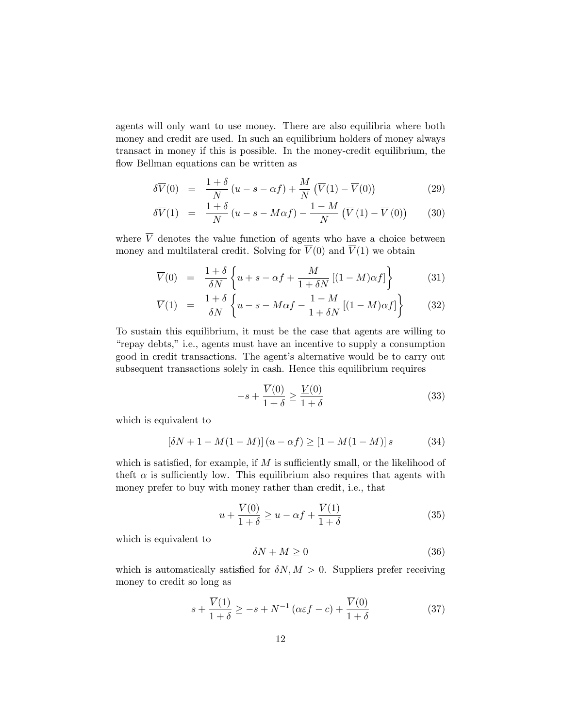agents will only want to use money. There are also equilibria where both money and credit are used. In such an equilibrium holders of money always transact in money if this is possible. In the money-credit equilibrium, the flow Bellman equations can be written as

$$\delta\overline{V}(0) = \frac{1+\delta}{N}\left(u - s - \alpha f\right) + \frac{M}{N}\left(\overline{V}(1) - \overline{V}(0)\right) \tag{29}$$

$$\delta\overline{V}(1) = \frac{1+\delta}{N}\left(u - s - M\alpha f\right) - \frac{1-M}{N}\left(\overline{V}\left(1\right) - \overline{V}\left(0\right)\right) \tag{30}$$

where $\overline{V}$ denotes the value function of agents who have a choice between money and multilateral credit. Solving for $\overline{V}(0)$ and $\overline{V}(1)$ we obtain

$$\overline{V}(0) = \frac{1+\delta}{\delta N}\left\{u + s - \alpha f + \frac{M}{1+\delta N}\left[(1-M)\alpha f\right]\right\} \tag{31}$$

$$\overline{V}(1) = \frac{1+\delta}{\delta N}\left\{u - s - M\alpha f - \frac{1-M}{1+\delta N}\left[(1-M)\alpha f\right]\right\} \tag{32}$$

To sustain this equilibrium, it must be the case that agents are willing to "repay debts," i.e., agents must have an incentive to supply a consumption good in credit transactions. The agent's alternative would be to carry out subsequent transactions solely in cash. Hence this equilibrium requires

$$-s + \frac{\overline{V}(0)}{1+\delta} \geq \frac{\underline{V}(0)}{1+\delta} \tag{33}$$

which is equivalent to

$$\left[\delta N + 1 - M(1-M)\right]\left(u - \alpha f\right) \geq \left[1 - M(1-M)\right]s \tag{34}$$

which is satisfied, for example, if $M$ is sufficiently small, or the likelihood of theft $\alpha$ is sufficiently low. This equilibrium also requires that agents with money prefer to buy with money rather than credit, i.e., that

$$u + \frac{\overline{V}(0)}{1+\delta} \geq u - \alpha f + \frac{\overline{V}(1)}{1+\delta} \tag{35}$$

which is equivalent to

$$\delta N + M \geq 0 \tag{36}$$

which is automatically satisfied for $\delta N, M > 0$. Suppliers prefer receiving money to credit so long as

$$s + \frac{\overline{V}(1)}{1+\delta} \geq -s + N^{-1}\left(\alpha\varepsilon f - c\right) + \frac{\overline{V}(0)}{1+\delta} \tag{37}$$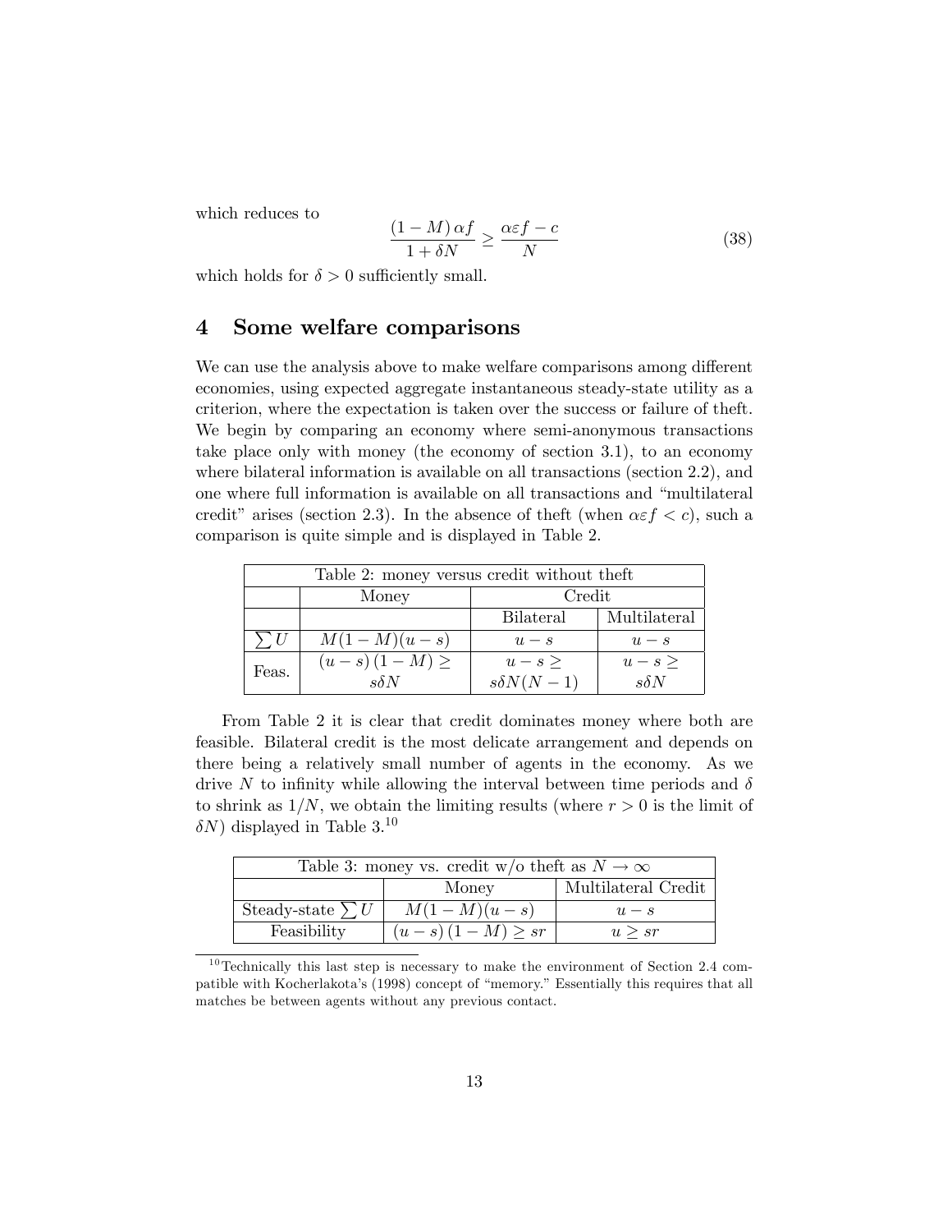which reduces to

$$\frac{(1-M)\,\alpha f}{1+\delta N} \geq \frac{\alpha \varepsilon f - c}{N} \tag{38}$$

which holds for $\delta > 0$ sufficiently small.

## 4 Some welfare comparisons

We can use the analysis above to make welfare comparisons among different economies, using expected aggregate instantaneous steady-state utility as a criterion, where the expectation is taken over the success or failure of theft. We begin by comparing an economy where semi-anonymous transactions take place only with money (the economy of section 3.1), to an economy where bilateral information is available on all transactions (section 2.2), and one where full information is available on all transactions and "multilateral credit" arises (section 2.3). In the absence of theft (when $\alpha\varepsilon f < c$), such a comparison is quite simple and is displayed in Table 2.

| Table 2: money versus credit without theft | | | |
|---|---|---|---|
| | Money | Credit | |
| | | Bilateral | Multilateral |
| $\sum U$ | $M(1-M)(u-s)$ | $u-s$ | $u-s$ |
| Feas. | $(u-s)\,(1-M) \geq s\delta N$ | $u-s \geq s\delta N(N-1)$ | $u-s \geq s\delta N$ |

From Table 2 it is clear that credit dominates money where both are feasible. Bilateral credit is the most delicate arrangement and depends on there being a relatively small number of agents in the economy. As we drive $N$ to infinity while allowing the interval between time periods and $\delta$ to shrink as $1/N$, we obtain the limiting results (where $r > 0$ is the limit of $\delta N$) displayed in Table 3.[10]

| Table 3: money vs. credit w/o theft as $N \to \infty$ | | |
|---|---|---|
| | Money | Multilateral Credit |
| Steady-state $\sum U$ | $M(1-M)(u-s)$ | $u-s$ |
| Feasibility | $(u-s)\,(1-M) \geq sr$ | $u \geq sr$ |

[10] Technically this last step is necessary to make the environment of Section 2.4 compatible with Kocherlakota's (1998) concept of "memory." Essentially this requires that all matches be between agents without any previous contact.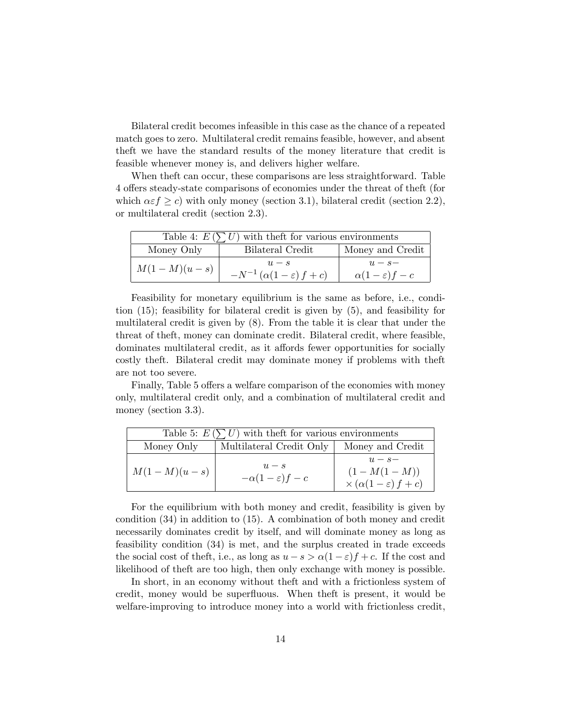Bilateral credit becomes infeasible in this case as the chance of a repeated match goes to zero. Multilateral credit remains feasible, however, and absent theft we have the standard results of the money literature that credit is feasible whenever money is, and delivers higher welfare.

When theft can occur, these comparisons are less straightforward. Table 4 offers steady-state comparisons of economies under the threat of theft (for which $\alpha\varepsilon f \geq c$) with only money (section 3.1), bilateral credit (section 2.2), or multilateral credit (section 2.3).

| Table 4: $E\left(\sum U\right)$ with theft for various environments | | |
|---|---|---|
| Money Only | Bilateral Credit | Money and Credit |
| $M(1-M)(u-s)$ | $u-s$ $-N^{-1}\left(\alpha(1-\varepsilon)f+c\right)$ | $u-s-$ $\alpha(1-\varepsilon)f-c$ |

Feasibility for monetary equilibrium is the same as before, i.e., condition (15); feasibility for bilateral credit is given by (5), and feasibility for multilateral credit is given by (8). From the table it is clear that under the threat of theft, money can dominate credit. Bilateral credit, where feasible, dominates multilateral credit, as it affords fewer opportunities for socially costly theft. Bilateral credit may dominate money if problems with theft are not too severe.

Finally, Table 5 offers a welfare comparison of the economies with money only, multilateral credit only, and a combination of multilateral credit and money (section 3.3).

| Table 5: $E\left(\sum U\right)$ with theft for various environments | | |
|---|---|---|
| Money Only | Multilateral Credit Only | Money and Credit |
| $M(1-M)(u-s)$ | $u-s$ $-\alpha(1-\varepsilon)f-c$ | $u-s-$ $(1-M(1-M))$ $\times\left(\alpha(1-\varepsilon)f+c\right)$ |

For the equilibrium with both money and credit, feasibility is given by condition (34) in addition to (15). A combination of both money and credit necessarily dominates credit by itself, and will dominate money as long as feasibility condition (34) is met, and the surplus created in trade exceeds the social cost of theft, i.e., as long as $u-s>\alpha(1-\varepsilon)f+c$. If the cost and likelihood of theft are too high, then only exchange with money is possible.

In short, in an economy without theft and with a frictionless system of credit, money would be superfluous. When theft is present, it would be welfare-improving to introduce money into a world with frictionless credit,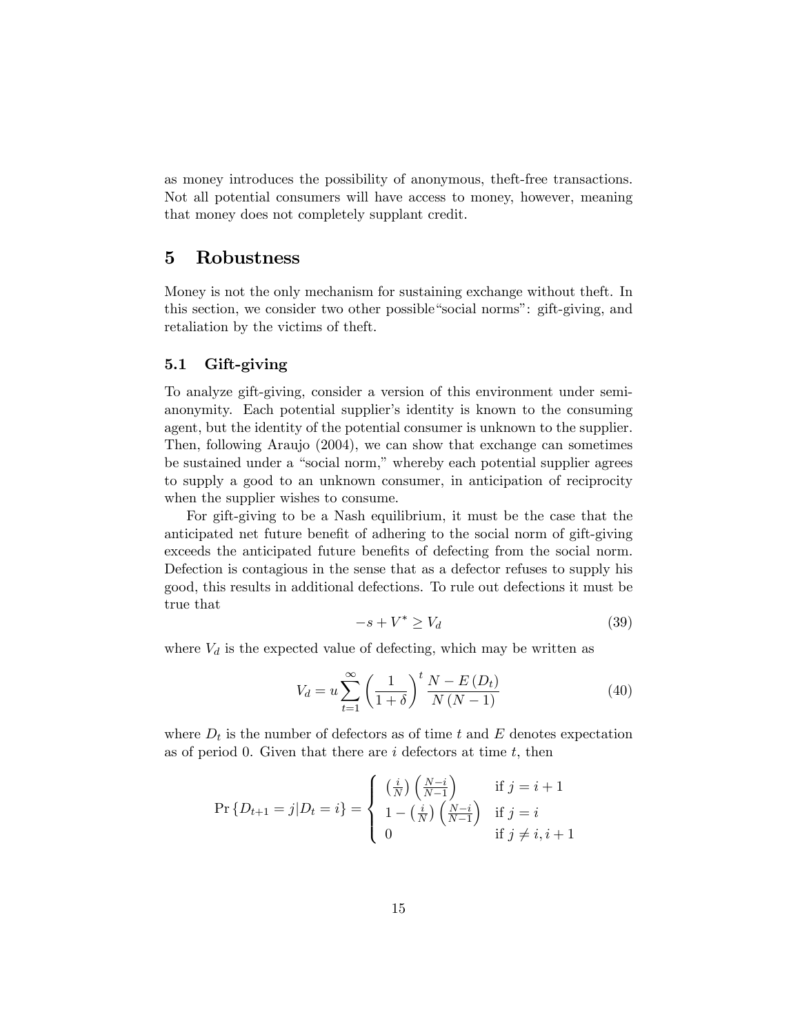as money introduces the possibility of anonymous, theft-free transactions. Not all potential consumers will have access to money, however, meaning that money does not completely supplant credit.

# 5 Robustness

Money is not the only mechanism for sustaining exchange without theft. In this section, we consider two other possible"social norms": gift-giving, and retaliation by the victims of theft.

## 5.1 Gift-giving

To analyze gift-giving, consider a version of this environment under semi-anonymity. Each potential supplier's identity is known to the consuming agent, but the identity of the potential consumer is unknown to the supplier. Then, following Araujo (2004), we can show that exchange can sometimes be sustained under a "social norm," whereby each potential supplier agrees to supply a good to an unknown consumer, in anticipation of reciprocity when the supplier wishes to consume.

For gift-giving to be a Nash equilibrium, it must be the case that the anticipated net future benefit of adhering to the social norm of gift-giving exceeds the anticipated future benefits of defecting from the social norm. Defection is contagious in the sense that as a defector refuses to supply his good, this results in additional defections. To rule out defections it must be true that

$$-s + V^* \geq V_d \tag{39}$$

where $V_d$ is the expected value of defecting, which may be written as

$$V_d = u \sum_{t=1}^{\infty} \left( \frac{1}{1+\delta} \right)^t \frac{N - E(D_t)}{N(N-1)} \tag{40}$$

where $D_t$ is the number of defectors as of time $t$ and $E$ denotes expectation as of period 0. Given that there are $i$ defectors at time $t$, then

$$\Pr\{D_{t+1} = j | D_t = i\} = \begin{cases} \left(\frac{i}{N}\right)\left(\frac{N-i}{N-1}\right) & \text{if } j = i+1 \\ 1 - \left(\frac{i}{N}\right)\left(\frac{N-i}{N-1}\right) & \text{if } j = i \\ 0 & \text{if } j \neq i, i+1 \end{cases}$$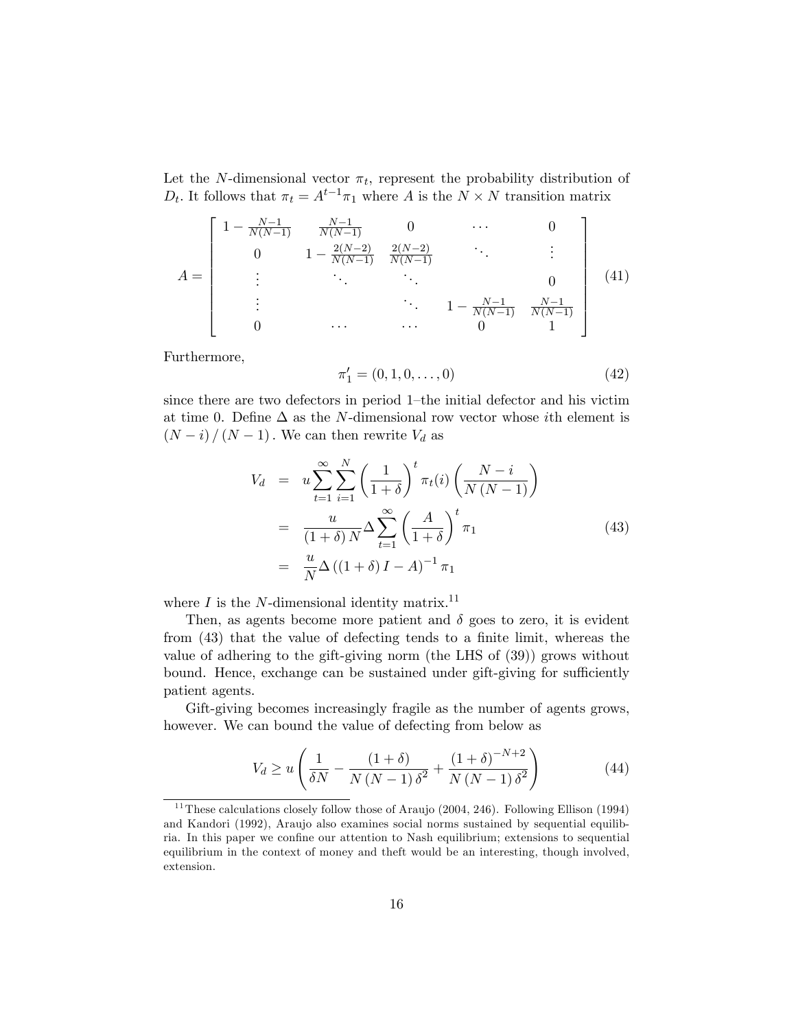Let the $N$-dimensional vector $\pi_t$, represent the probability distribution of $D_t$. It follows that $\pi_t = A^{t-1}\pi_1$ where $A$ is the $N \times N$ transition matrix

$$
A = \begin{bmatrix}
1 - \frac{N-1}{N(N-1)} & \frac{N-1}{N(N-1)} & 0 & \cdots & 0 \\
0 & 1 - \frac{2(N-2)}{N(N-1)} & \frac{2(N-2)}{N(N-1)} & \ddots & \vdots \\
\vdots & \ddots & \ddots & & 0 \\
\vdots & & \ddots & 1 - \frac{N-1}{N(N-1)} & \frac{N-1}{N(N-1)} \\
0 & \cdots & \cdots & 0 & 1
\end{bmatrix} \tag{41}
$$

Furthermore,

$$
\pi_1' = (0, 1, 0, \ldots, 0) \tag{42}
$$

since there are two defectors in period 1–the initial defector and his victim at time 0. Define $\Delta$ as the $N$-dimensional row vector whose $i$th element is $(N-i)/(N-1)$. We can then rewrite $V_d$ as

$$
\begin{aligned}
V_d &= u \sum_{t=1}^{\infty} \sum_{i=1}^{N} \left( \frac{1}{1+\delta} \right)^t \pi_t(i) \left( \frac{N-i}{N(N-1)} \right) \\
&= \frac{u}{(1+\delta) N} \Delta \sum_{t=1}^{\infty} \left( \frac{A}{1+\delta} \right)^t \pi_1 \\
&= \frac{u}{N} \Delta \left( (1+\delta) I - A \right)^{-1} \pi_1
\end{aligned} \tag{43}
$$

where $I$ is the $N$-dimensional identity matrix.[11]

Then, as agents become more patient and $\delta$ goes to zero, it is evident from (43) that the value of defecting tends to a finite limit, whereas the value of adhering to the gift-giving norm (the LHS of (39)) grows without bound. Hence, exchange can be sustained under gift-giving for sufficiently patient agents.

Gift-giving becomes increasingly fragile as the number of agents grows, however. We can bound the value of defecting from below as

$$
V_d \geq u \left( \frac{1}{\delta N} - \frac{(1+\delta)}{N(N-1)\delta^2} + \frac{(1+\delta)^{-N+2}}{N(N-1)\delta^2} \right) \tag{44}
$$

[11] These calculations closely follow those of Araujo (2004, 246). Following Ellison (1994) and Kandori (1992), Araujo also examines social norms sustained by sequential equilibria. In this paper we confine our attention to Nash equilibrium; extensions to sequential equilibrium in the context of money and theft would be an interesting, though involved, extension.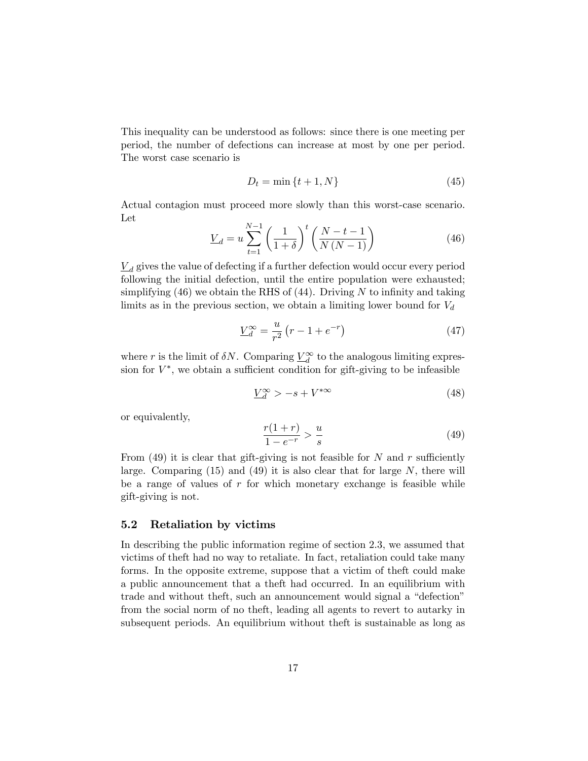This inequality can be understood as follows: since there is one meeting per period, the number of defections can increase at most by one per period. The worst case scenario is

$$D_t = \min\{t+1, N\} \tag{45}$$

Actual contagion must proceed more slowly than this worst-case scenario. Let

$$\underline{V}_d = u \sum_{t=1}^{N-1} \left(\frac{1}{1+\delta}\right)^t \left(\frac{N-t-1}{N(N-1)}\right) \tag{46}$$

$\underline{V}_d$ gives the value of defecting if a further defection would occur every period following the initial defection, until the entire population were exhausted; simplifying (46) we obtain the RHS of (44). Driving $N$ to infinity and taking limits as in the previous section, we obtain a limiting lower bound for $V_d$

$$\underline{V}_d^{\infty} = \frac{u}{r^2}\left(r - 1 + e^{-r}\right) \tag{47}$$

where $r$ is the limit of $\delta N$. Comparing $\underline{V}_d^{\infty}$ to the analogous limiting expression for $V^*$, we obtain a sufficient condition for gift-giving to be infeasible

$$\underline{V}_d^{\infty} > -s + V^{*\infty} \tag{48}$$

or equivalently,

$$\frac{r(1+r)}{1-e^{-r}} > \frac{u}{s} \tag{49}$$

From (49) it is clear that gift-giving is not feasible for $N$ and $r$ sufficiently large. Comparing (15) and (49) it is also clear that for large $N$, there will be a range of values of $r$ for which monetary exchange is feasible while gift-giving is not.

### 5.2 Retaliation by victims

In describing the public information regime of section 2.3, we assumed that victims of theft had no way to retaliate. In fact, retaliation could take many forms. In the opposite extreme, suppose that a victim of theft could make a public announcement that a theft had occurred. In an equilibrium with trade and without theft, such an announcement would signal a "defection" from the social norm of no theft, leading all agents to revert to autarky in subsequent periods. An equilibrium without theft is sustainable as long as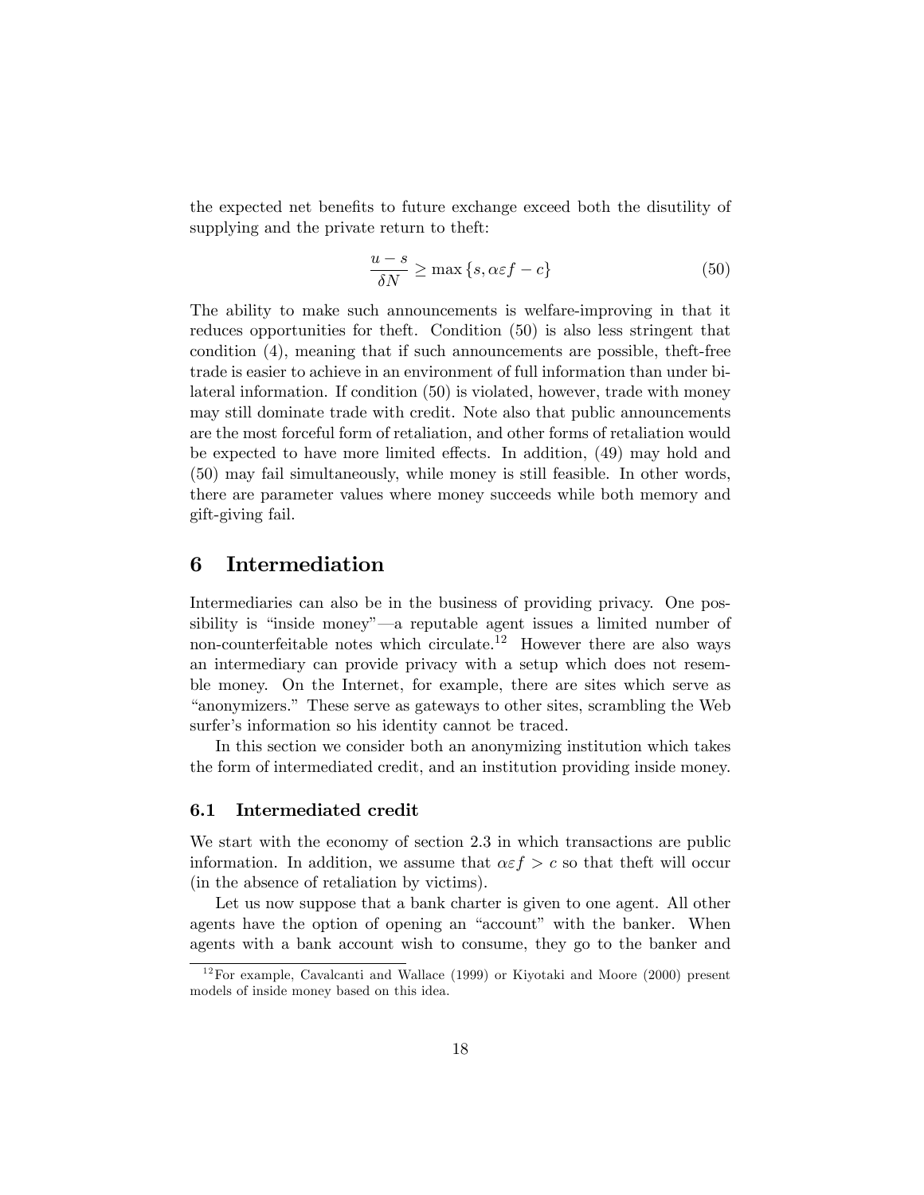the expected net benefits to future exchange exceed both the disutility of supplying and the private return to theft:

$$\frac{u-s}{\delta N} \geq \max \{s, \alpha\varepsilon f - c\} \tag{50}$$

The ability to make such announcements is welfare-improving in that it reduces opportunities for theft. Condition (50) is also less stringent that condition (4), meaning that if such announcements are possible, theft-free trade is easier to achieve in an environment of full information than under bilateral information. If condition (50) is violated, however, trade with money may still dominate trade with credit. Note also that public announcements are the most forceful form of retaliation, and other forms of retaliation would be expected to have more limited effects. In addition, (49) may hold and (50) may fail simultaneously, while money is still feasible. In other words, there are parameter values where money succeeds while both memory and gift-giving fail.

# 6 Intermediation

Intermediaries can also be in the business of providing privacy. One possibility is "inside money"—a reputable agent issues a limited number of non-counterfeitable notes which circulate.[12] However there are also ways an intermediary can provide privacy with a setup which does not resemble money. On the Internet, for example, there are sites which serve as "anonymizers." These serve as gateways to other sites, scrambling the Web surfer's information so his identity cannot be traced.

In this section we consider both an anonymizing institution which takes the form of intermediated credit, and an institution providing inside money.

## 6.1 Intermediated credit

We start with the economy of section 2.3 in which transactions are public information. In addition, we assume that $\alpha\varepsilon f > c$ so that theft will occur (in the absence of retaliation by victims).

Let us now suppose that a bank charter is given to one agent. All other agents have the option of opening an "account" with the banker. When agents with a bank account wish to consume, they go to the banker and

[12] For example, Cavalcanti and Wallace (1999) or Kiyotaki and Moore (2000) present models of inside money based on this idea.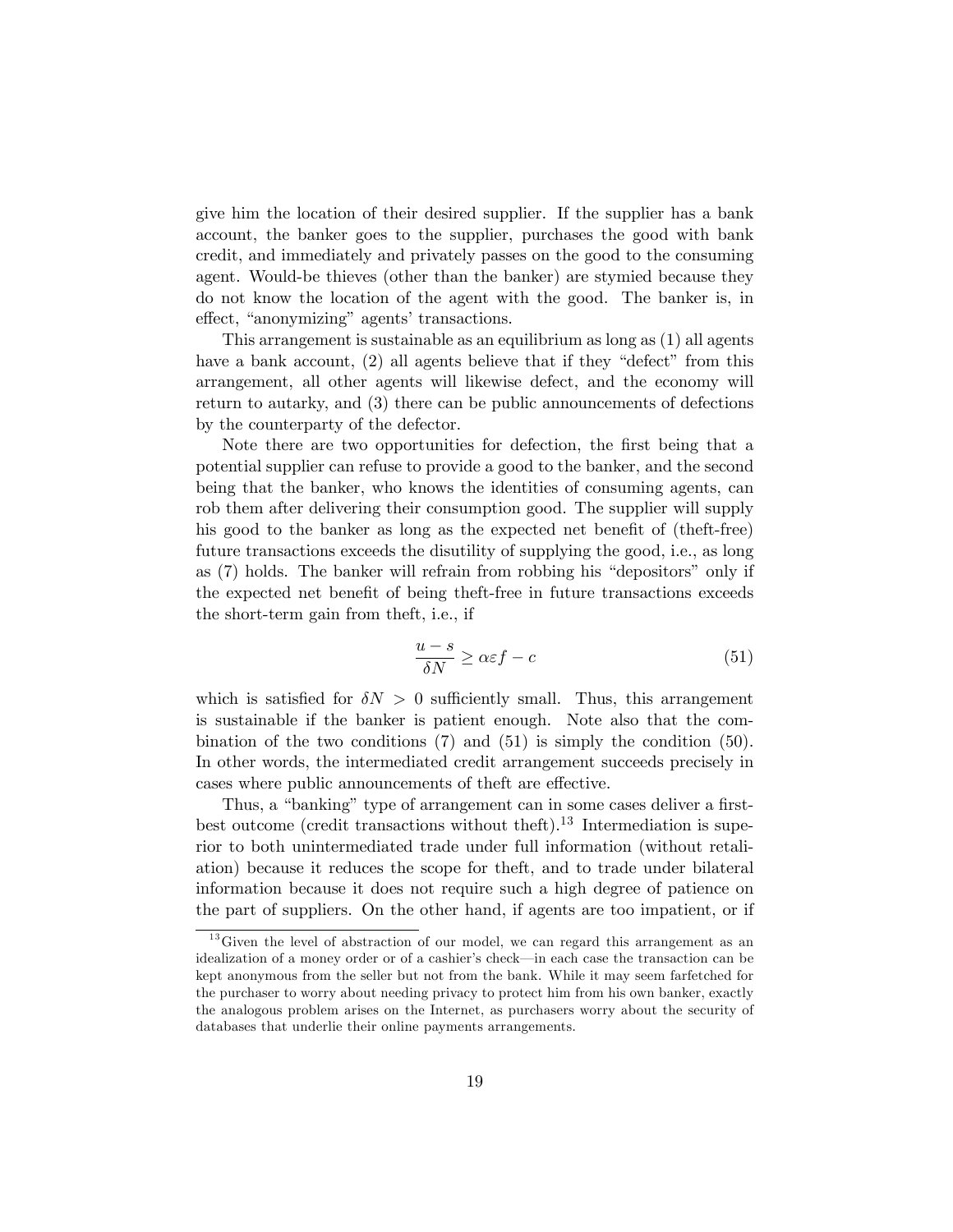give him the location of their desired supplier. If the supplier has a bank account, the banker goes to the supplier, purchases the good with bank credit, and immediately and privately passes on the good to the consuming agent. Would-be thieves (other than the banker) are stymied because they do not know the location of the agent with the good. The banker is, in effect, "anonymizing" agents' transactions.

This arrangement is sustainable as an equilibrium as long as (1) all agents have a bank account, (2) all agents believe that if they "defect" from this arrangement, all other agents will likewise defect, and the economy will return to autarky, and (3) there can be public announcements of defections by the counterparty of the defector.

Note there are two opportunities for defection, the first being that a potential supplier can refuse to provide a good to the banker, and the second being that the banker, who knows the identities of consuming agents, can rob them after delivering their consumption good. The supplier will supply his good to the banker as long as the expected net benefit of (theft-free) future transactions exceeds the disutility of supplying the good, i.e., as long as (7) holds. The banker will refrain from robbing his "depositors" only if the expected net benefit of being theft-free in future transactions exceeds the short-term gain from theft, i.e., if

$$\frac{u-s}{\delta N} \geq \alpha \varepsilon f - c \tag{51}$$

which is satisfied for $\delta N > 0$ sufficiently small. Thus, this arrangement is sustainable if the banker is patient enough. Note also that the combination of the two conditions (7) and (51) is simply the condition (50). In other words, the intermediated credit arrangement succeeds precisely in cases where public announcements of theft are effective.

Thus, a "banking" type of arrangement can in some cases deliver a first-best outcome (credit transactions without theft).[13] Intermediation is superior to both unintermediated trade under full information (without retaliation) because it reduces the scope for theft, and to trade under bilateral information because it does not require such a high degree of patience on the part of suppliers. On the other hand, if agents are too impatient, or if

[13] Given the level of abstraction of our model, we can regard this arrangement as an idealization of a money order or of a cashier's check—in each case the transaction can be kept anonymous from the seller but not from the bank. While it may seem farfetched for the purchaser to worry about needing privacy to protect him from his own banker, exactly the analogous problem arises on the Internet, as purchasers worry about the security of databases that underlie their online payments arrangements.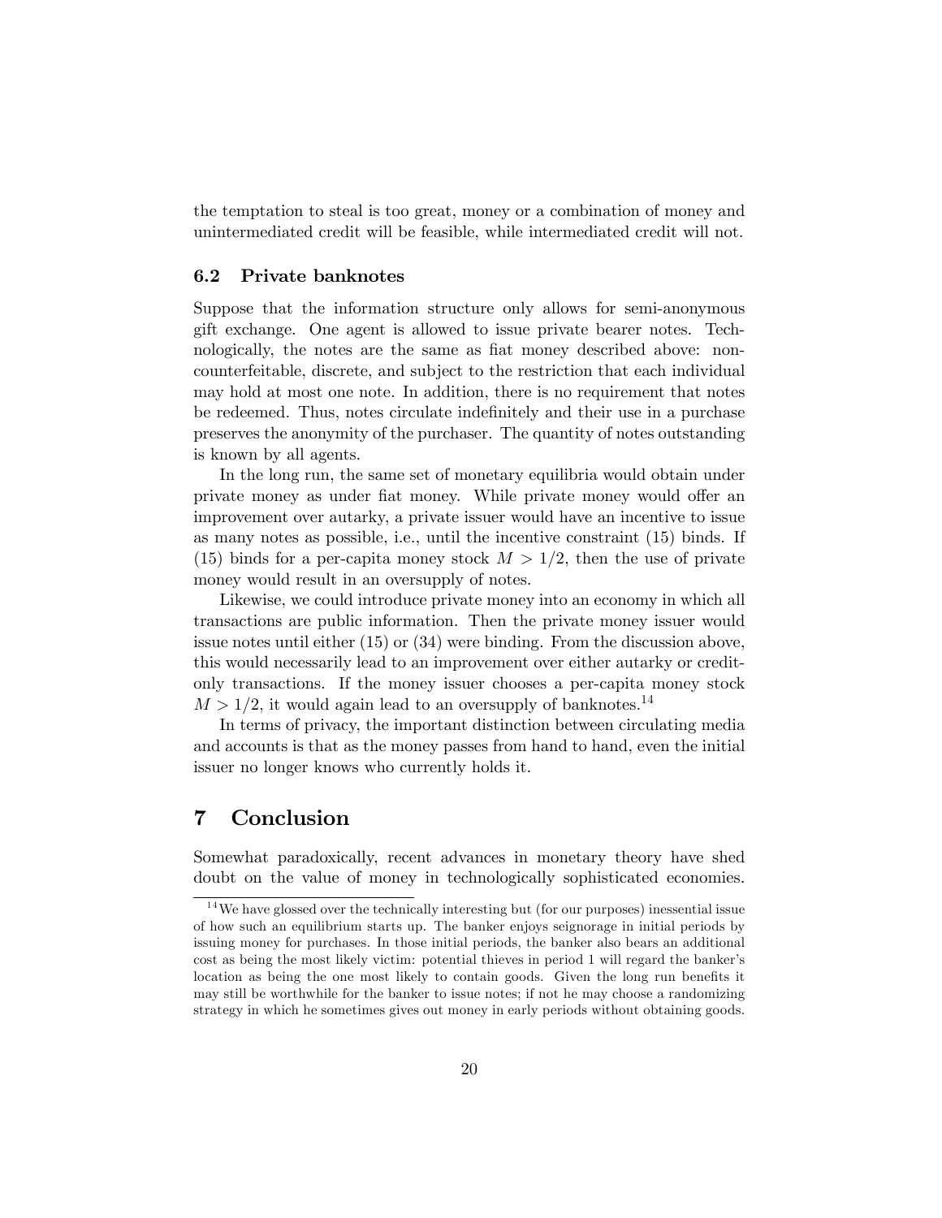the temptation to steal is too great, money or a combination of money and unintermediated credit will be feasible, while intermediated credit will not.

### 6.2 Private banknotes

Suppose that the information structure only allows for semi-anonymous gift exchange. One agent is allowed to issue private bearer notes. Technologically, the notes are the same as fiat money described above: non-counterfeitable, discrete, and subject to the restriction that each individual may hold at most one note. In addition, there is no requirement that notes be redeemed. Thus, notes circulate indefinitely and their use in a purchase preserves the anonymity of the purchaser. The quantity of notes outstanding is known by all agents.

In the long run, the same set of monetary equilibria would obtain under private money as under fiat money. While private money would offer an improvement over autarky, a private issuer would have an incentive to issue as many notes as possible, i.e., until the incentive constraint (15) binds. If (15) binds for a per-capita money stock $M > 1/2$, then the use of private money would result in an oversupply of notes.

Likewise, we could introduce private money into an economy in which all transactions are public information. Then the private money issuer would issue notes until either (15) or (34) were binding. From the discussion above, this would necessarily lead to an improvement over either autarky or credit-only transactions. If the money issuer chooses a per-capita money stock $M > 1/2$, it would again lead to an oversupply of banknotes.[14]

In terms of privacy, the important distinction between circulating media and accounts is that as the money passes from hand to hand, even the initial issuer no longer knows who currently holds it.

## 7 Conclusion

Somewhat paradoxically, recent advances in monetary theory have shed doubt on the value of money in technologically sophisticated economies.

[14] We have glossed over the technically interesting but (for our purposes) inessential issue of how such an equilibrium starts up. The banker enjoys seignorage in initial periods by issuing money for purchases. In those initial periods, the banker also bears an additional cost as being the most likely victim: potential thieves in period 1 will regard the banker's location as being the one most likely to contain goods. Given the long run benefits it may still be worthwhile for the banker to issue notes; if not he may choose a randomizing strategy in which he sometimes gives out money in early periods without obtaining goods.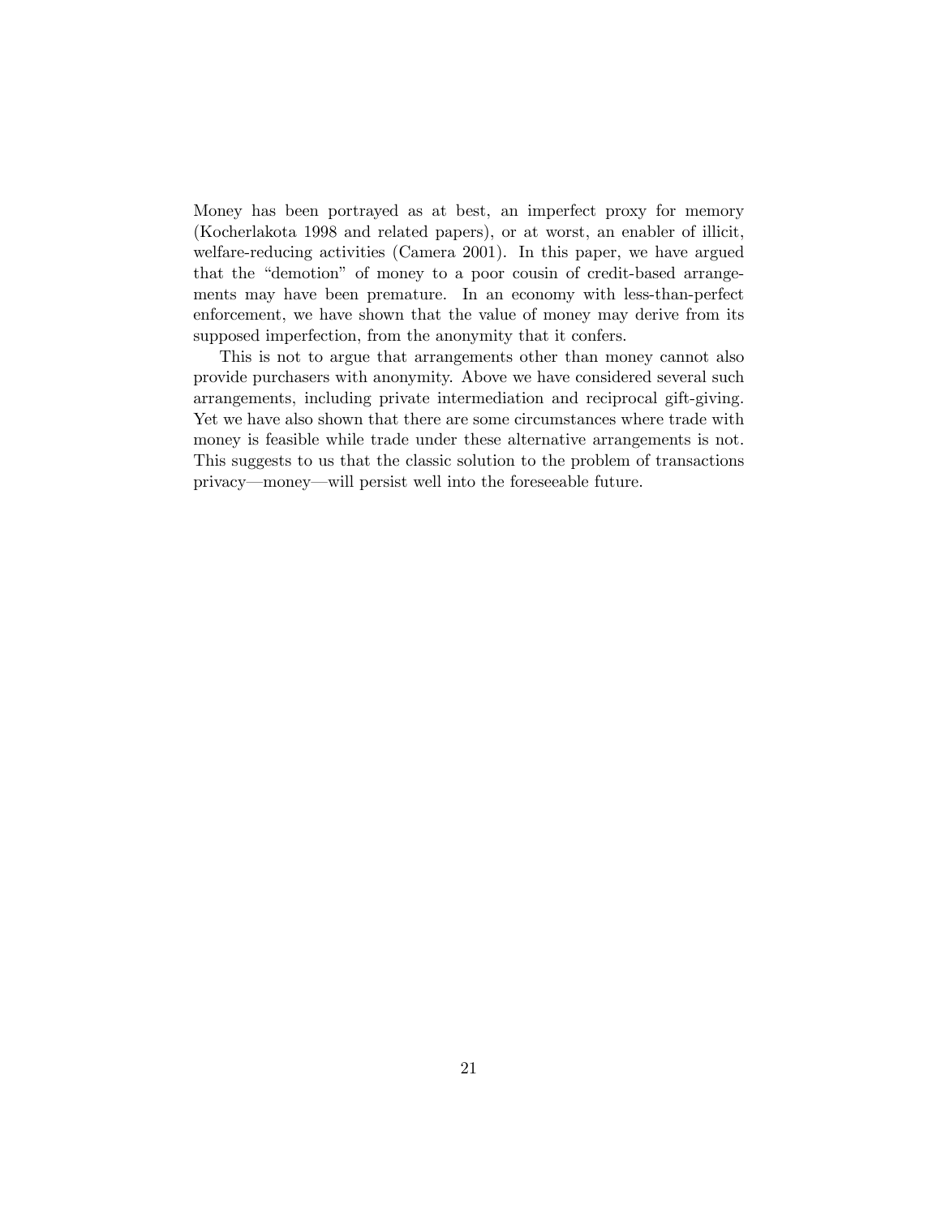Money has been portrayed as at best, an imperfect proxy for memory (Kocherlakota 1998 and related papers), or at worst, an enabler of illicit, welfare-reducing activities (Camera 2001). In this paper, we have argued that the "demotion" of money to a poor cousin of credit-based arrangements may have been premature. In an economy with less-than-perfect enforcement, we have shown that the value of money may derive from its supposed imperfection, from the anonymity that it confers.

This is not to argue that arrangements other than money cannot also provide purchasers with anonymity. Above we have considered several such arrangements, including private intermediation and reciprocal gift-giving. Yet we have also shown that there are some circumstances where trade with money is feasible while trade under these alternative arrangements is not. This suggests to us that the classic solution to the problem of transactions privacy—money—will persist well into the foreseeable future.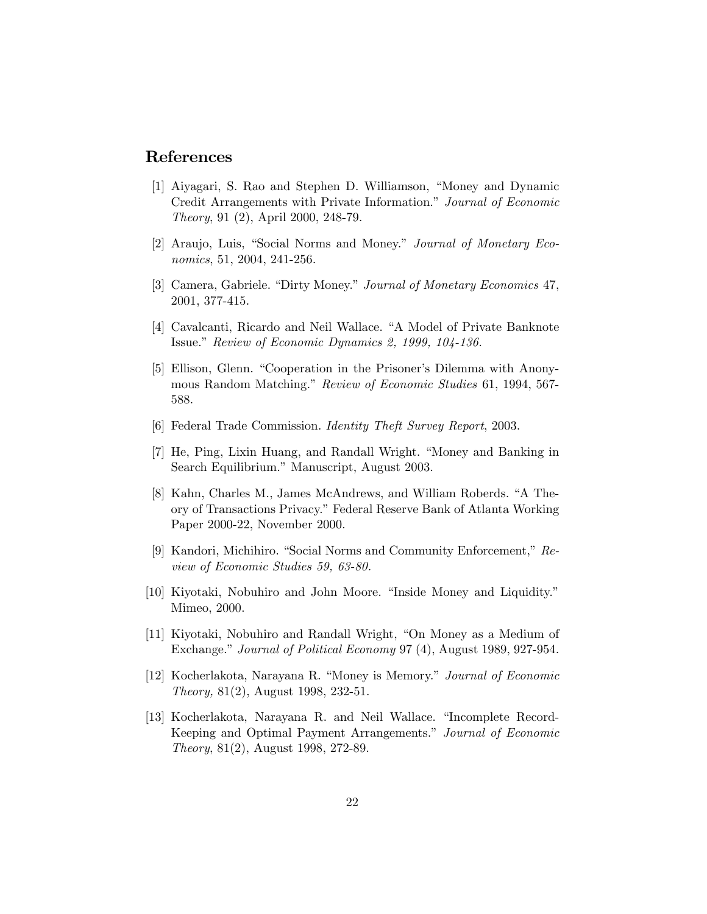## References

[1] Aiyagari, S. Rao and Stephen D. Williamson, "Money and Dynamic Credit Arrangements with Private Information." *Journal of Economic Theory*, 91 (2), April 2000, 248-79.

[2] Araujo, Luis, "Social Norms and Money." *Journal of Monetary Economics*, 51, 2004, 241-256.

[3] Camera, Gabriele. "Dirty Money." *Journal of Monetary Economics* 47, 2001, 377-415.

[4] Cavalcanti, Ricardo and Neil Wallace. "A Model of Private Banknote Issue." *Review of Economic Dynamics 2, 1999, 104-136.*

[5] Ellison, Glenn. "Cooperation in the Prisoner's Dilemma with Anonymous Random Matching." *Review of Economic Studies* 61, 1994, 567-588.

[6] Federal Trade Commission. *Identity Theft Survey Report*, 2003.

[7] He, Ping, Lixin Huang, and Randall Wright. "Money and Banking in Search Equilibrium." Manuscript, August 2003.

[8] Kahn, Charles M., James McAndrews, and William Roberds. "A Theory of Transactions Privacy." Federal Reserve Bank of Atlanta Working Paper 2000-22, November 2000.

[9] Kandori, Michihiro. "Social Norms and Community Enforcement," *Review of Economic Studies 59, 63-80.*

[10] Kiyotaki, Nobuhiro and John Moore. "Inside Money and Liquidity." Mimeo, 2000.

[11] Kiyotaki, Nobuhiro and Randall Wright, "On Money as a Medium of Exchange." *Journal of Political Economy* 97 (4), August 1989, 927-954.

[12] Kocherlakota, Narayana R. "Money is Memory." *Journal of Economic Theory,* 81(2), August 1998, 232-51.

[13] Kocherlakota, Narayana R. and Neil Wallace. "Incomplete Record-Keeping and Optimal Payment Arrangements." *Journal of Economic Theory*, 81(2), August 1998, 272-89.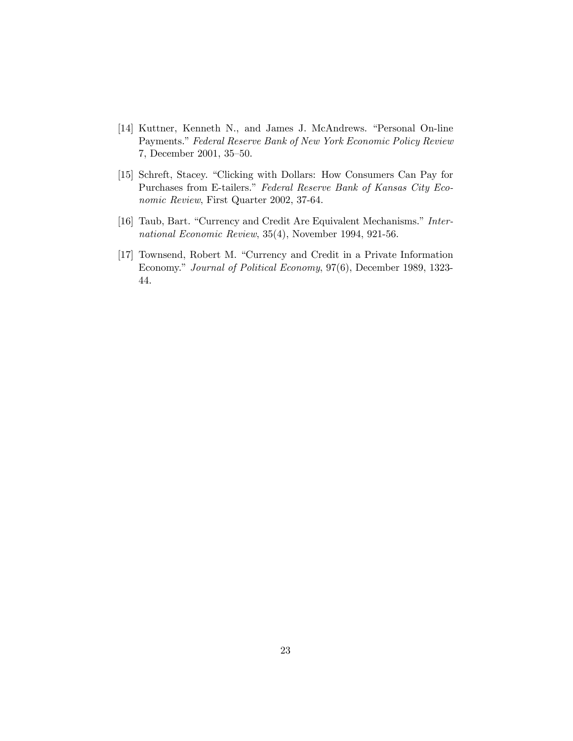[14] Kuttner, Kenneth N., and James J. McAndrews. "Personal On-line Payments." *Federal Reserve Bank of New York Economic Policy Review* 7, December 2001, 35–50.

[15] Schreft, Stacey. "Clicking with Dollars: How Consumers Can Pay for Purchases from E-tailers." *Federal Reserve Bank of Kansas City Economic Review*, First Quarter 2002, 37-64.

[16] Taub, Bart. "Currency and Credit Are Equivalent Mechanisms." *International Economic Review*, 35(4), November 1994, 921-56.

[17] Townsend, Robert M. "Currency and Credit in a Private Information Economy." *Journal of Political Economy*, 97(6), December 1989, 1323-44.